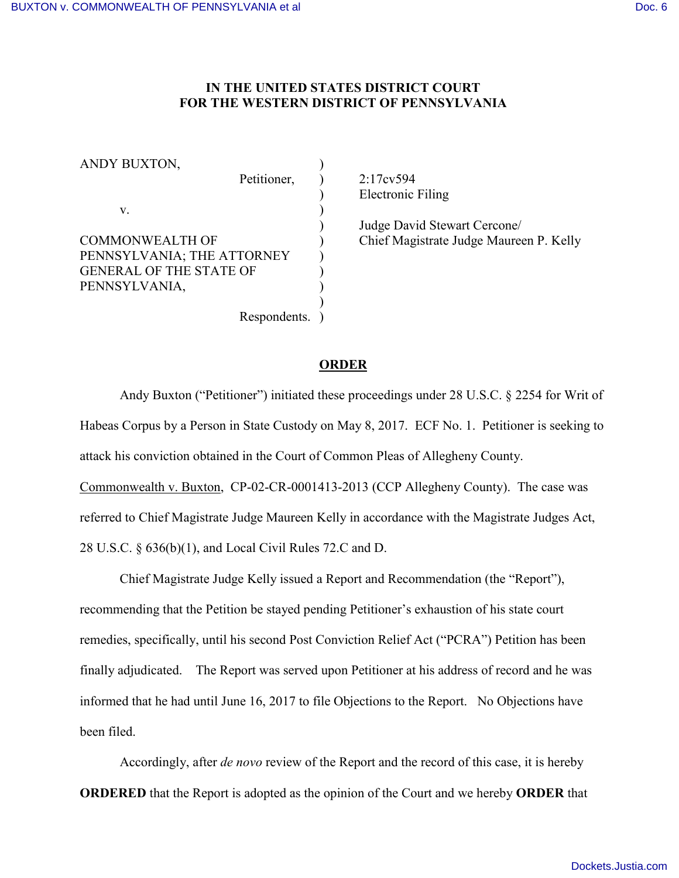IN THE UNITED STATES DISTRICT COURT
FOR THE WESTERN DISTRICT OF PENNSYLVANIA

| | | |
|---|---|---|
| ANDY BUXTON, Petitioner, | ) | 2:17cv594 |
| | ) | Electronic Filing |
| v. | ) | |
| | ) | Judge David Stewart Cercone/ |
| COMMONWEALTH OF PENNSYLVANIA; THE ATTORNEY GENERAL OF THE STATE OF PENNSYLVANIA, | ) | Chief Magistrate Judge Maureen P. Kelly |
| Respondents. | ) | |

**ORDER**

Andy Buxton ("Petitioner") initiated these proceedings under 28 U.S.C. § 2254 for Writ of Habeas Corpus by a Person in State Custody on May 8, 2017. ECF No. 1. Petitioner is seeking to attack his conviction obtained in the Court of Common Pleas of Allegheny County. Commonwealth v. Buxton, CP-02-CR-0001413-2013 (CCP Allegheny County). The case was referred to Chief Magistrate Judge Maureen Kelly in accordance with the Magistrate Judges Act, 28 U.S.C. § 636(b)(1), and Local Civil Rules 72.C and D.

Chief Magistrate Judge Kelly issued a Report and Recommendation (the "Report"), recommending that the Petition be stayed pending Petitioner's exhaustion of his state court remedies, specifically, until his second Post Conviction Relief Act ("PCRA") Petition has been finally adjudicated. The Report was served upon Petitioner at his address of record and he was informed that he had until June 16, 2017 to file Objections to the Report. No Objections have been filed.

Accordingly, after *de novo* review of the Report and the record of this case, it is hereby **ORDERED** that the Report is adopted as the opinion of the Court and we hereby **ORDER** that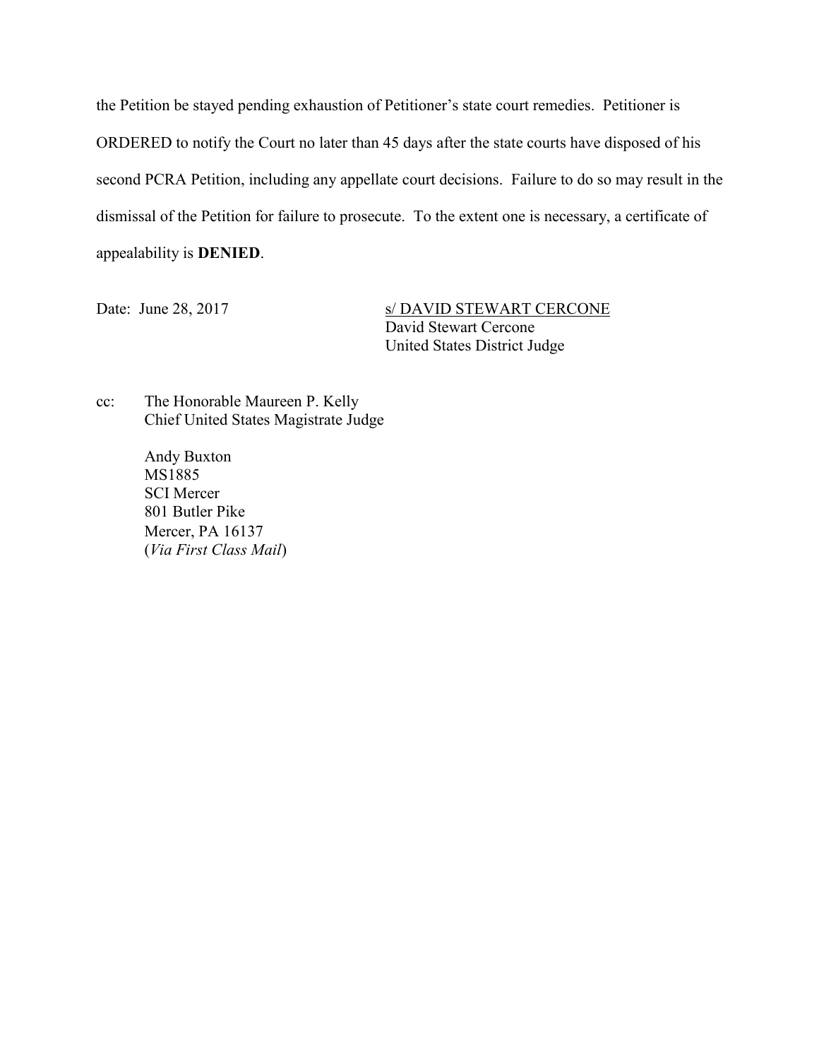the Petition be stayed pending exhaustion of Petitioner's state court remedies. Petitioner is ORDERED to notify the Court no later than 45 days after the state courts have disposed of his second PCRA Petition, including any appellate court decisions. Failure to do so may result in the dismissal of the Petition for failure to prosecute. To the extent one is necessary, a certificate of appealability is **DENIED**.

Date: June 28, 2017

s/ DAVID STEWART CERCONE
David Stewart Cercone
United States District Judge

cc: The Honorable Maureen P. Kelly
Chief United States Magistrate Judge

Andy Buxton
MS1885
SCI Mercer
801 Butler Pike
Mercer, PA 16137
(*Via First Class Mail*)